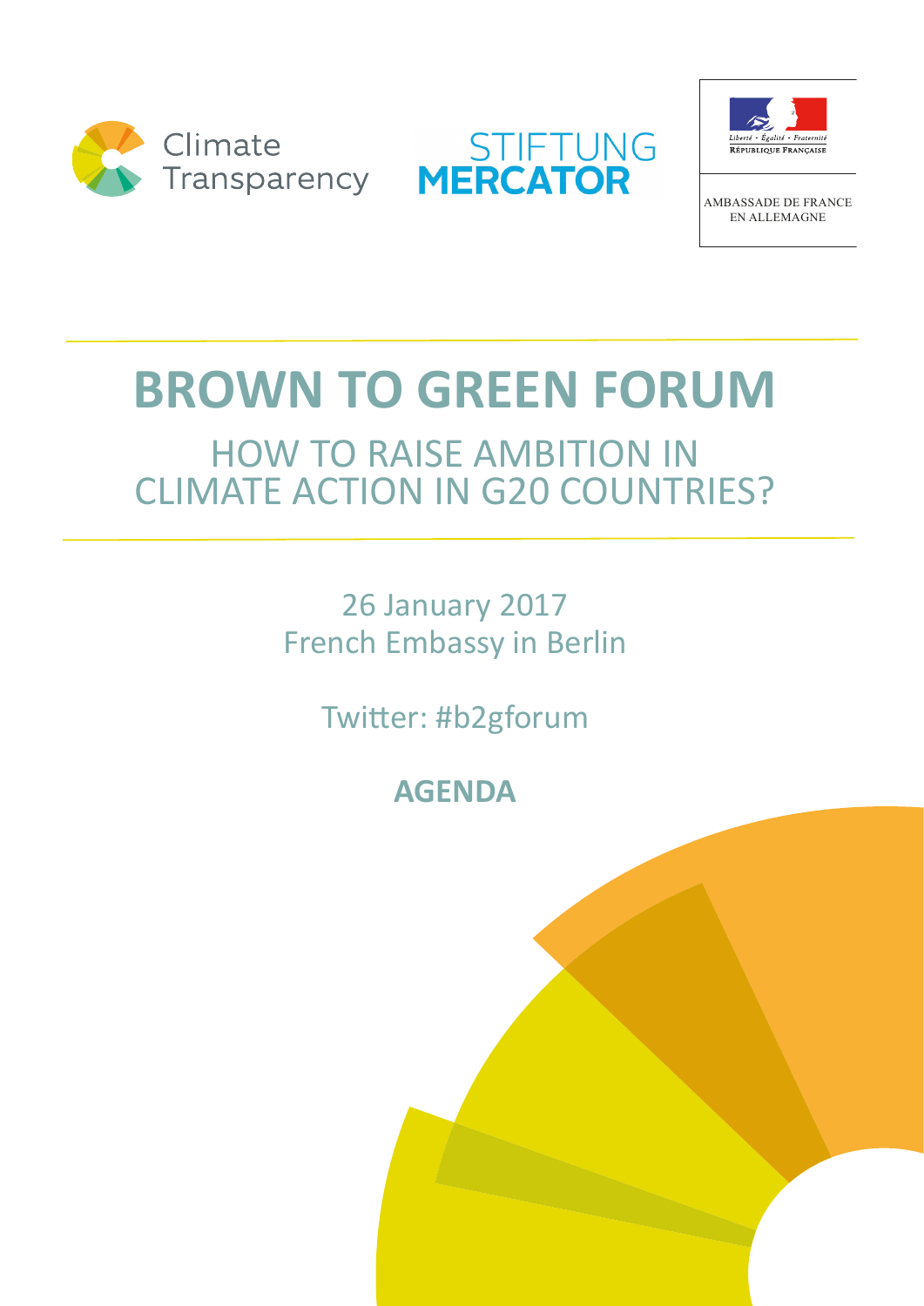Climate Transparency

STIFTUNG MERCATOR

Liberté • Égalité • Fraternité
RÉPUBLIQUE FRANÇAISE

AMBASSADE DE FRANCE EN ALLEMAGNE

# BROWN TO GREEN FORUM

## HOW TO RAISE AMBITION IN CLIMATE ACTION IN G20 COUNTRIES?

26 January 2017
French Embassy in Berlin

Twitter: #b2gforum

**AGENDA**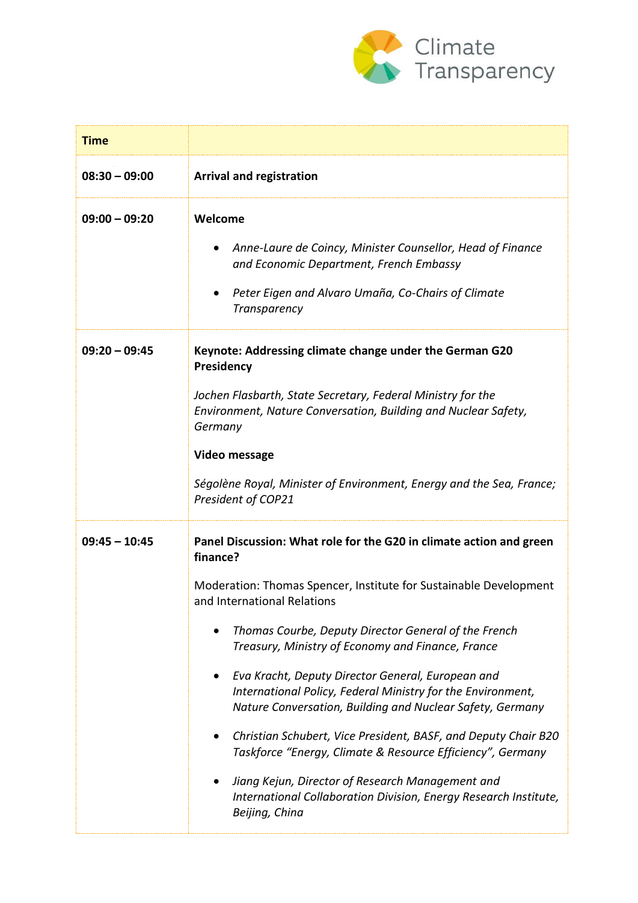| Time | |
|---|---|
| **08:30 – 09:00** | **Arrival and registration** |
| **09:00 – 09:20** | **Welcome**<br>• *Anne-Laure de Coincy, Minister Counsellor, Head of Finance and Economic Department, French Embassy*<br>• *Peter Eigen and Alvaro Umaña, Co-Chairs of Climate Transparency* |
| **09:20 – 09:45** | **Keynote: Addressing climate change under the German G20 Presidency**<br>*Jochen Flasbarth, State Secretary, Federal Ministry for the Environment, Nature Conversation, Building and Nuclear Safety, Germany*<br>**Video message**<br>*Ségolène Royal, Minister of Environment, Energy and the Sea, France; President of COP21* |
| **09:45 – 10:45** | **Panel Discussion: What role for the G20 in climate action and green finance?**<br>Moderation: Thomas Spencer, Institute for Sustainable Development and International Relations<br>• *Thomas Courbe, Deputy Director General of the French Treasury, Ministry of Economy and Finance, France*<br>• *Eva Kracht, Deputy Director General, European and International Policy, Federal Ministry for the Environment, Nature Conversation, Building and Nuclear Safety, Germany*<br>• *Christian Schubert, Vice President, BASF, and Deputy Chair B20 Taskforce "Energy, Climate & Resource Efficiency", Germany*<br>• *Jiang Kejun, Director of Research Management and International Collaboration Division, Energy Research Institute, Beijing, China* |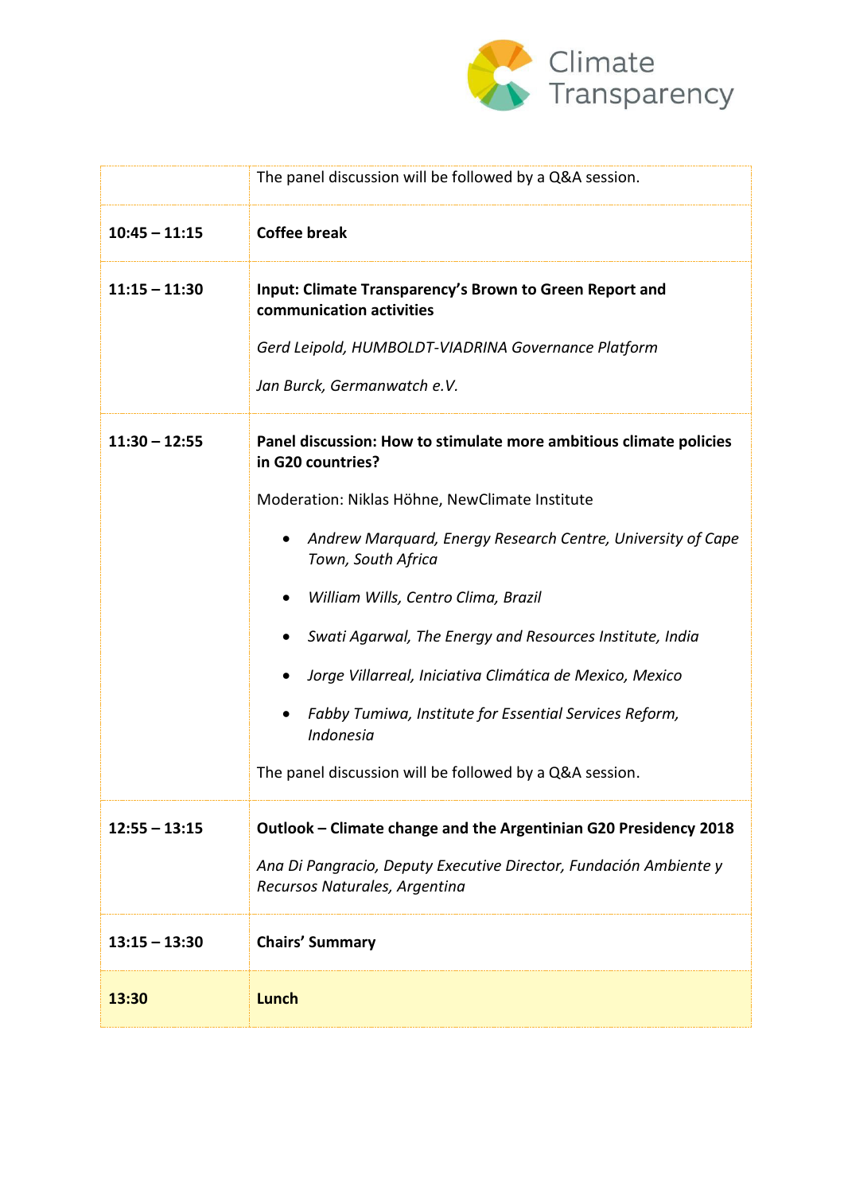| | |
|---|---|
| | The panel discussion will be followed by a Q&A session. |
| **10:45 – 11:15** | **Coffee break** |
| **11:15 – 11:30** | **Input: Climate Transparency's Brown to Green Report and communication activities**<br><br>*Gerd Leipold, HUMBOLDT-VIADRINA Governance Platform*<br><br>*Jan Burck, Germanwatch e.V.* |
| **11:30 – 12:55** | **Panel discussion: How to stimulate more ambitious climate policies in G20 countries?**<br><br>Moderation: Niklas Höhne, NewClimate Institute<br><br>• *Andrew Marquard, Energy Research Centre, University of Cape Town, South Africa*<br>• *William Wills, Centro Clima, Brazil*<br>• *Swati Agarwal, The Energy and Resources Institute, India*<br>• *Jorge Villarreal, Iniciativa Climática de Mexico, Mexico*<br>• *Fabby Tumiwa, Institute for Essential Services Reform, Indonesia*<br><br>The panel discussion will be followed by a Q&A session. |
| **12:55 – 13:15** | **Outlook – Climate change and the Argentinian G20 Presidency 2018**<br><br>*Ana Di Pangracio, Deputy Executive Director, Fundación Ambiente y Recursos Naturales, Argentina* |
| **13:15 – 13:30** | **Chairs' Summary** |
| **13:30** | **Lunch** |